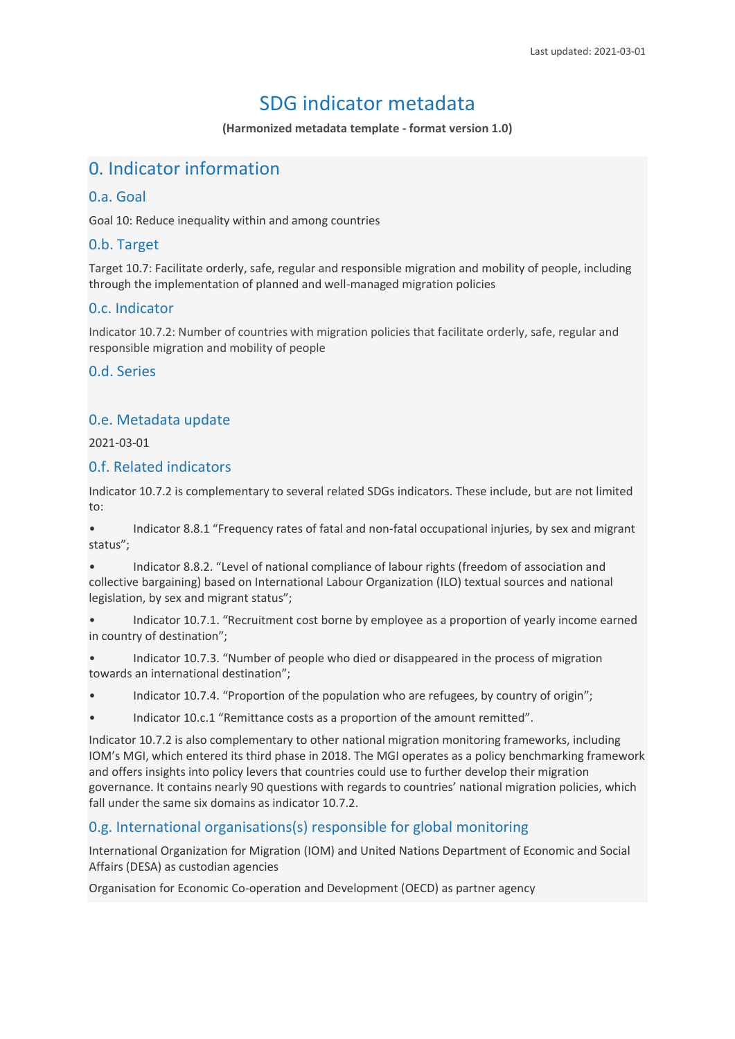Last updated: 2021-03-01

# SDG indicator metadata

**(Harmonized metadata template - format version 1.0)**

## 0. Indicator information

### 0.a. Goal

Goal 10: Reduce inequality within and among countries

### 0.b. Target

Target 10.7: Facilitate orderly, safe, regular and responsible migration and mobility of people, including through the implementation of planned and well-managed migration policies

### 0.c. Indicator

Indicator 10.7.2: Number of countries with migration policies that facilitate orderly, safe, regular and responsible migration and mobility of people

### 0.d. Series

### 0.e. Metadata update

2021-03-01

### 0.f. Related indicators

Indicator 10.7.2 is complementary to several related SDGs indicators. These include, but are not limited to:

- Indicator 8.8.1 "Frequency rates of fatal and non-fatal occupational injuries, by sex and migrant status";
- Indicator 8.8.2. "Level of national compliance of labour rights (freedom of association and collective bargaining) based on International Labour Organization (ILO) textual sources and national legislation, by sex and migrant status";
- Indicator 10.7.1. "Recruitment cost borne by employee as a proportion of yearly income earned in country of destination";
- Indicator 10.7.3. "Number of people who died or disappeared in the process of migration towards an international destination";
- Indicator 10.7.4. "Proportion of the population who are refugees, by country of origin";
- Indicator 10.c.1 "Remittance costs as a proportion of the amount remitted".

Indicator 10.7.2 is also complementary to other national migration monitoring frameworks, including IOM's MGI, which entered its third phase in 2018. The MGI operates as a policy benchmarking framework and offers insights into policy levers that countries could use to further develop their migration governance. It contains nearly 90 questions with regards to countries' national migration policies, which fall under the same six domains as indicator 10.7.2.

### 0.g. International organisations(s) responsible for global monitoring

International Organization for Migration (IOM) and United Nations Department of Economic and Social Affairs (DESA) as custodian agencies

Organisation for Economic Co-operation and Development (OECD) as partner agency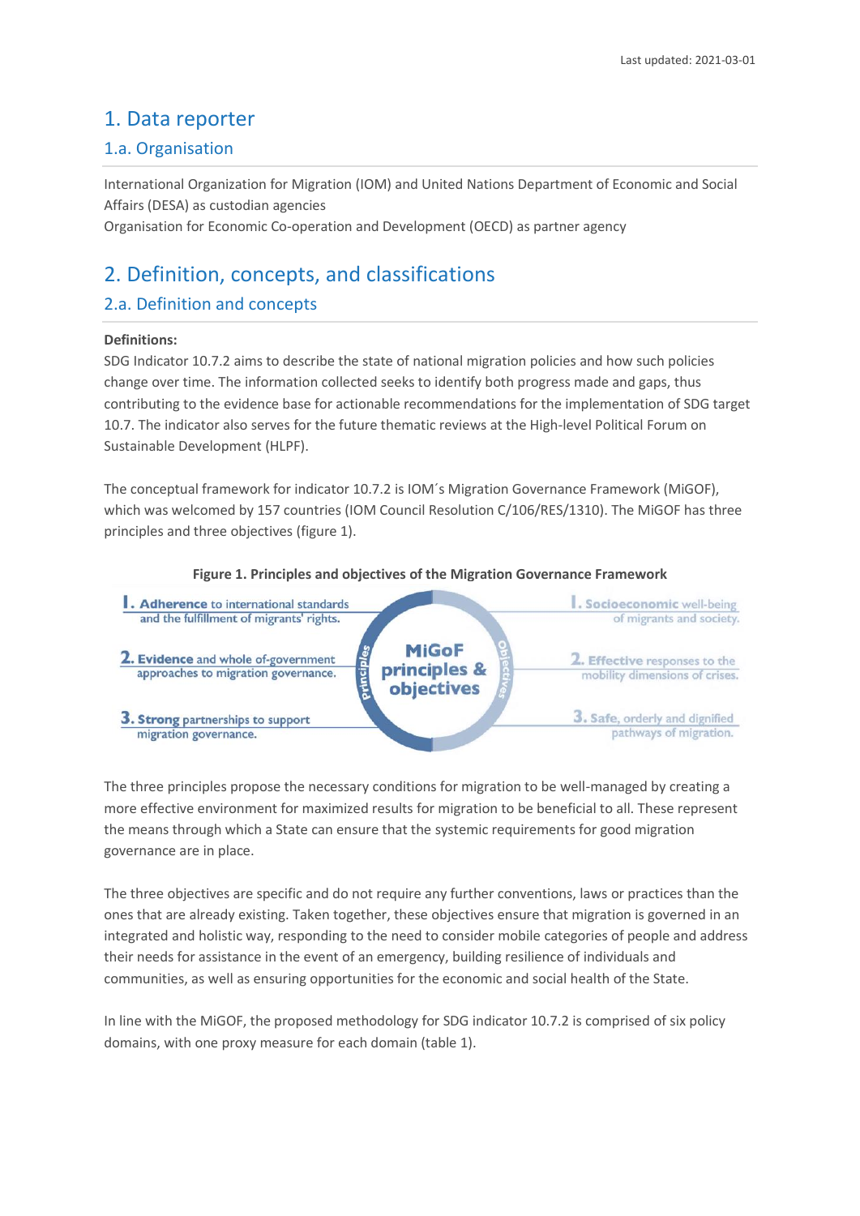Last updated: 2021-03-01

# 1. Data reporter

## 1.a. Organisation

International Organization for Migration (IOM) and United Nations Department of Economic and Social Affairs (DESA) as custodian agencies
Organisation for Economic Co-operation and Development (OECD) as partner agency

# 2. Definition, concepts, and classifications

## 2.a. Definition and concepts

**Definitions:**
SDG Indicator 10.7.2 aims to describe the state of national migration policies and how such policies change over time. The information collected seeks to identify both progress made and gaps, thus contributing to the evidence base for actionable recommendations for the implementation of SDG target 10.7. The indicator also serves for the future thematic reviews at the High-level Political Forum on Sustainable Development (HLPF).

The conceptual framework for indicator 10.7.2 is IOM´s Migration Governance Framework (MiGOF), which was welcomed by 157 countries (IOM Council Resolution C/106/RES/1310). The MiGOF has three principles and three objectives (figure 1).

**Figure 1. Principles and objectives of the Migration Governance Framework**

MiGoF principles & objectives

Principles:
1. **Adherence** to international standards and the fulfillment of migrants' rights.
2. **Evidence** and whole of-government approaches to migration governance.
3. **Strong** partnerships to support migration governance.

Objectives:
1. **Socioeconomic** well-being of migrants and society.
2. **Effective** responses to the mobility dimensions of crises.
3. **Safe**, orderly and dignified pathways of migration.

The three principles propose the necessary conditions for migration to be well-managed by creating a more effective environment for maximized results for migration to be beneficial to all. These represent the means through which a State can ensure that the systemic requirements for good migration governance are in place.

The three objectives are specific and do not require any further conventions, laws or practices than the ones that are already existing. Taken together, these objectives ensure that migration is governed in an integrated and holistic way, responding to the need to consider mobile categories of people and address their needs for assistance in the event of an emergency, building resilience of individuals and communities, as well as ensuring opportunities for the economic and social health of the State.

In line with the MiGOF, the proposed methodology for SDG indicator 10.7.2 is comprised of six policy domains, with one proxy measure for each domain (table 1).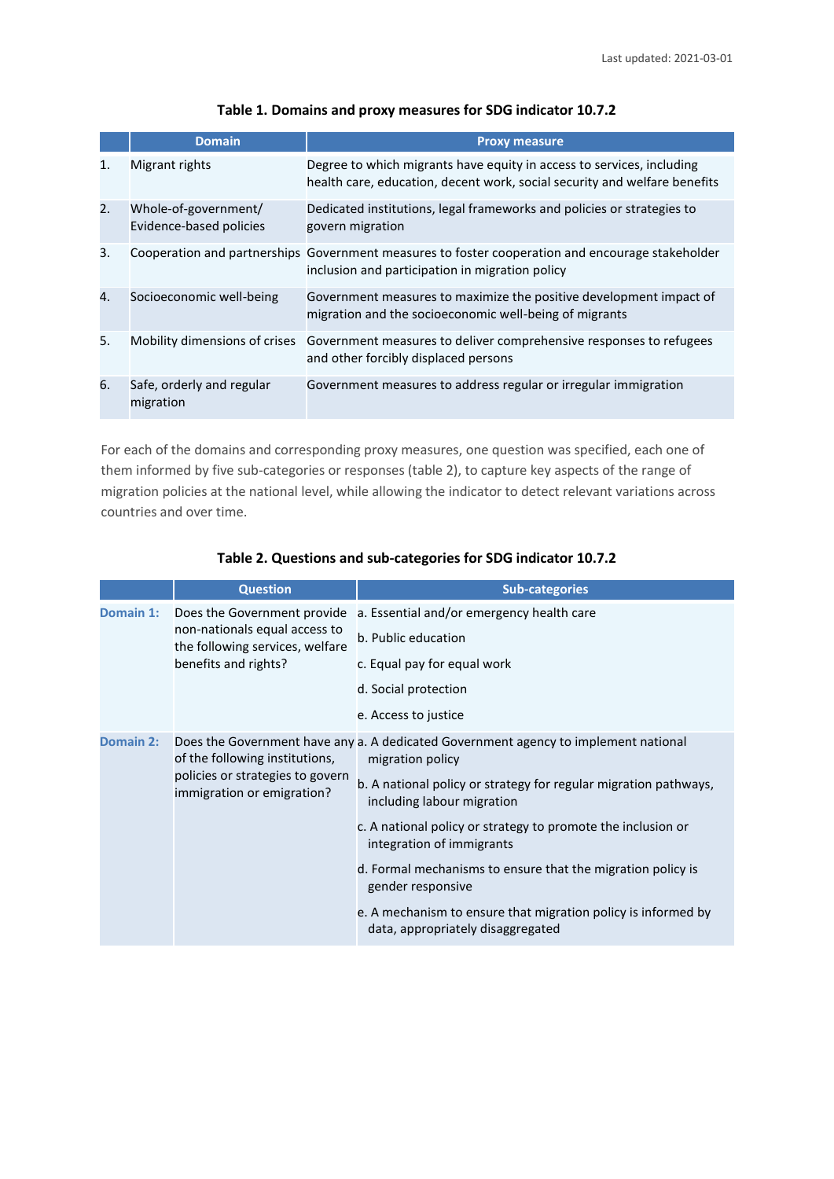Last updated: 2021-03-01

**Table 1. Domains and proxy measures for SDG indicator 10.7.2**

| | Domain | Proxy measure |
|---|---|---|
| 1. | Migrant rights | Degree to which migrants have equity in access to services, including health care, education, decent work, social security and welfare benefits |
| 2. | Whole-of-government/ Evidence-based policies | Dedicated institutions, legal frameworks and policies or strategies to govern migration |
| 3. | Cooperation and partnerships | Government measures to foster cooperation and encourage stakeholder inclusion and participation in migration policy |
| 4. | Socioeconomic well-being | Government measures to maximize the positive development impact of migration and the socioeconomic well-being of migrants |
| 5. | Mobility dimensions of crises | Government measures to deliver comprehensive responses to refugees and other forcibly displaced persons |
| 6. | Safe, orderly and regular migration | Government measures to address regular or irregular immigration |

For each of the domains and corresponding proxy measures, one question was specified, each one of them informed by five sub-categories or responses (table 2), to capture key aspects of the range of migration policies at the national level, while allowing the indicator to detect relevant variations across countries and over time.

**Table 2. Questions and sub-categories for SDG indicator 10.7.2**

| | Question | Sub-categories |
|---|---|---|
| **Domain 1:** | Does the Government provide non-nationals equal access to the following services, welfare benefits and rights? | a. Essential and/or emergency health care<br>b. Public education<br>c. Equal pay for equal work<br>d. Social protection<br>e. Access to justice |
| **Domain 2:** | Does the Government have any of the following institutions, policies or strategies to govern immigration or emigration? | a. A dedicated Government agency to implement national migration policy<br>b. A national policy or strategy for regular migration pathways, including labour migration<br>c. A national policy or strategy to promote the inclusion or integration of immigrants<br>d. Formal mechanisms to ensure that the migration policy is gender responsive<br>e. A mechanism to ensure that migration policy is informed by data, appropriately disaggregated |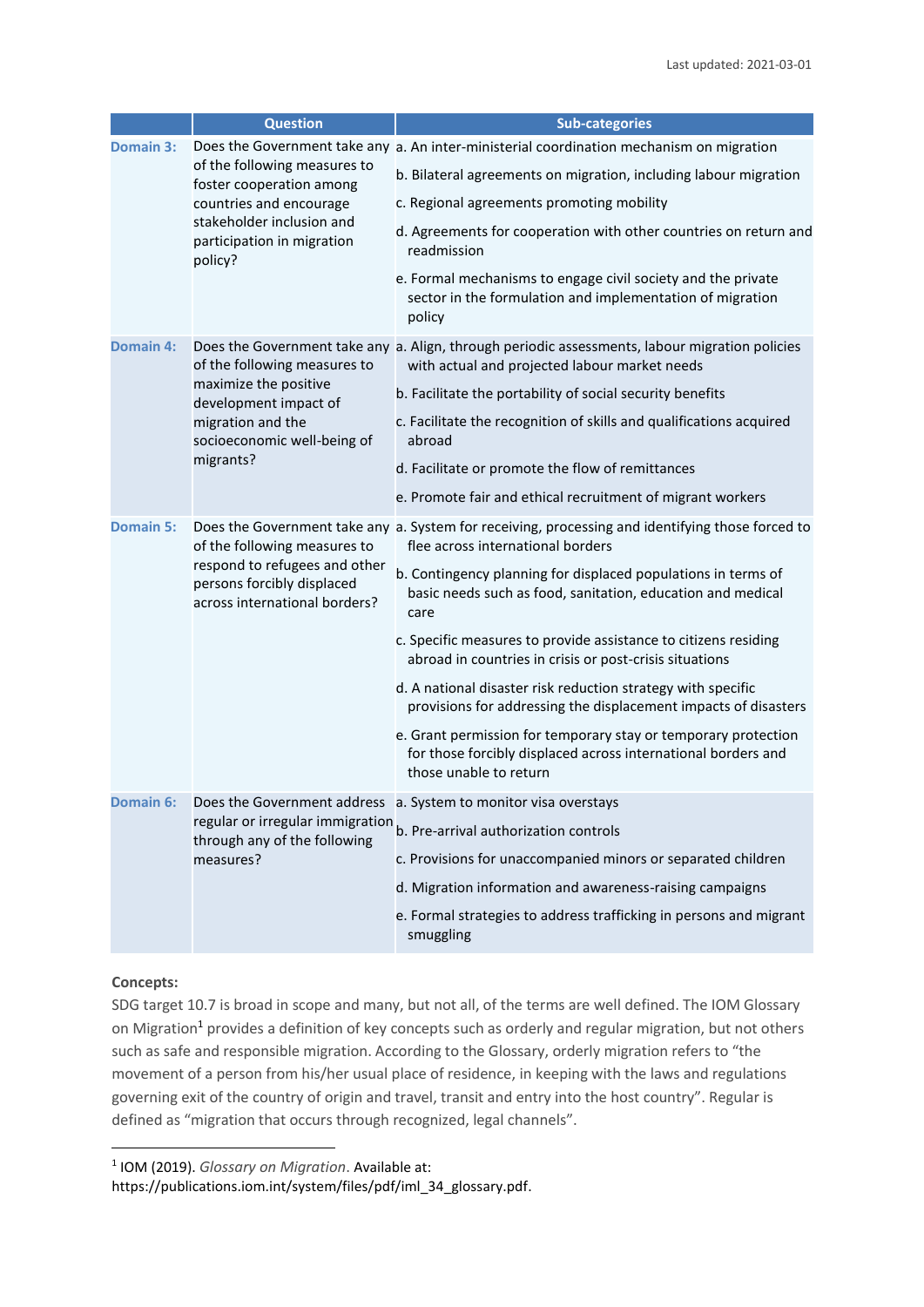| | Question | Sub-categories |
|---|---|---|
| **Domain 3:** | Does the Government take any of the following measures to foster cooperation among countries and encourage stakeholder inclusion and participation in migration policy? | a. An inter-ministerial coordination mechanism on migration<br>b. Bilateral agreements on migration, including labour migration<br>c. Regional agreements promoting mobility<br>d. Agreements for cooperation with other countries on return and readmission<br>e. Formal mechanisms to engage civil society and the private sector in the formulation and implementation of migration policy |
| **Domain 4:** | Does the Government take any of the following measures to maximize the positive development impact of migration and the socioeconomic well-being of migrants? | a. Align, through periodic assessments, labour migration policies with actual and projected labour market needs<br>b. Facilitate the portability of social security benefits<br>c. Facilitate the recognition of skills and qualifications acquired abroad<br>d. Facilitate or promote the flow of remittances<br>e. Promote fair and ethical recruitment of migrant workers |
| **Domain 5:** | Does the Government take any of the following measures to respond to refugees and other persons forcibly displaced across international borders? | a. System for receiving, processing and identifying those forced to flee across international borders<br>b. Contingency planning for displaced populations in terms of basic needs such as food, sanitation, education and medical care<br>c. Specific measures to provide assistance to citizens residing abroad in countries in crisis or post-crisis situations<br>d. A national disaster risk reduction strategy with specific provisions for addressing the displacement impacts of disasters<br>e. Grant permission for temporary stay or temporary protection for those forcibly displaced across international borders and those unable to return |
| **Domain 6:** | Does the Government address regular or irregular immigration through any of the following measures? | a. System to monitor visa overstays<br>b. Pre-arrival authorization controls<br>c. Provisions for unaccompanied minors or separated children<br>d. Migration information and awareness-raising campaigns<br>e. Formal strategies to address trafficking in persons and migrant smuggling |

**Concepts:**

SDG target 10.7 is broad in scope and many, but not all, of the terms are well defined. The IOM Glossary on Migration[1] provides a definition of key concepts such as orderly and regular migration, but not others such as safe and responsible migration. According to the Glossary, orderly migration refers to "the movement of a person from his/her usual place of residence, in keeping with the laws and regulations governing exit of the country of origin and travel, transit and entry into the host country". Regular is defined as "migration that occurs through recognized, legal channels".

[1] IOM (2019). *Glossary on Migration*. Available at: https://publications.iom.int/system/files/pdf/iml_34_glossary.pdf.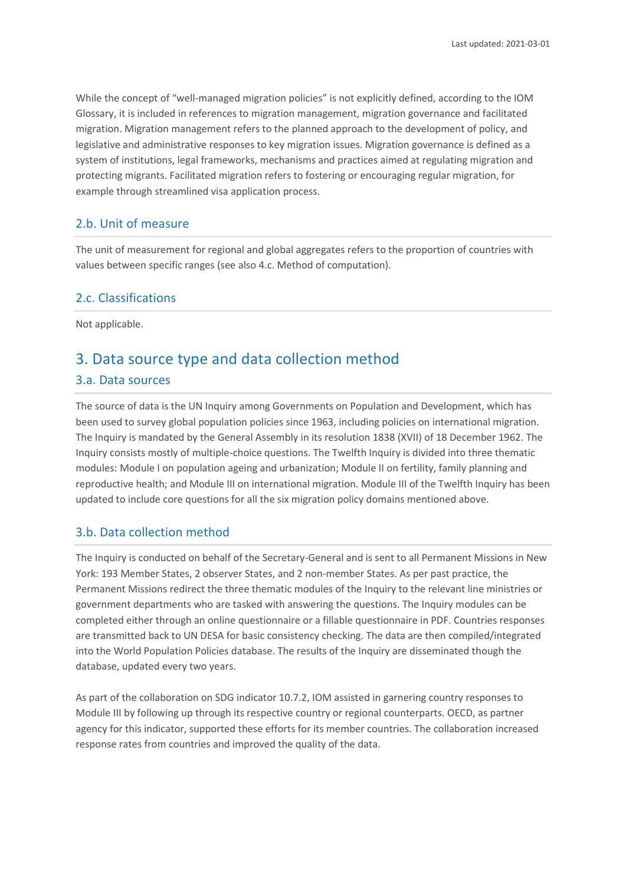While the concept of "well-managed migration policies" is not explicitly defined, according to the IOM Glossary, it is included in references to migration management, migration governance and facilitated migration. Migration management refers to the planned approach to the development of policy, and legislative and administrative responses to key migration issues. Migration governance is defined as a system of institutions, legal frameworks, mechanisms and practices aimed at regulating migration and protecting migrants. Facilitated migration refers to fostering or encouraging regular migration, for example through streamlined visa application process.

### 2.b. Unit of measure

The unit of measurement for regional and global aggregates refers to the proportion of countries with values between specific ranges (see also 4.c. Method of computation).

### 2.c. Classifications

Not applicable.

## 3. Data source type and data collection method

### 3.a. Data sources

The source of data is the UN Inquiry among Governments on Population and Development, which has been used to survey global population policies since 1963, including policies on international migration. The Inquiry is mandated by the General Assembly in its resolution 1838 (XVII) of 18 December 1962. The Inquiry consists mostly of multiple-choice questions. The Twelfth Inquiry is divided into three thematic modules: Module I on population ageing and urbanization; Module II on fertility, family planning and reproductive health; and Module III on international migration. Module III of the Twelfth Inquiry has been updated to include core questions for all the six migration policy domains mentioned above.

### 3.b. Data collection method

The Inquiry is conducted on behalf of the Secretary-General and is sent to all Permanent Missions in New York: 193 Member States, 2 observer States, and 2 non-member States. As per past practice, the Permanent Missions redirect the three thematic modules of the Inquiry to the relevant line ministries or government departments who are tasked with answering the questions. The Inquiry modules can be completed either through an online questionnaire or a fillable questionnaire in PDF. Countries responses are transmitted back to UN DESA for basic consistency checking. The data are then compiled/integrated into the World Population Policies database. The results of the Inquiry are disseminated though the database, updated every two years.

As part of the collaboration on SDG indicator 10.7.2, IOM assisted in garnering country responses to Module III by following up through its respective country or regional counterparts. OECD, as partner agency for this indicator, supported these efforts for its member countries. The collaboration increased response rates from countries and improved the quality of the data.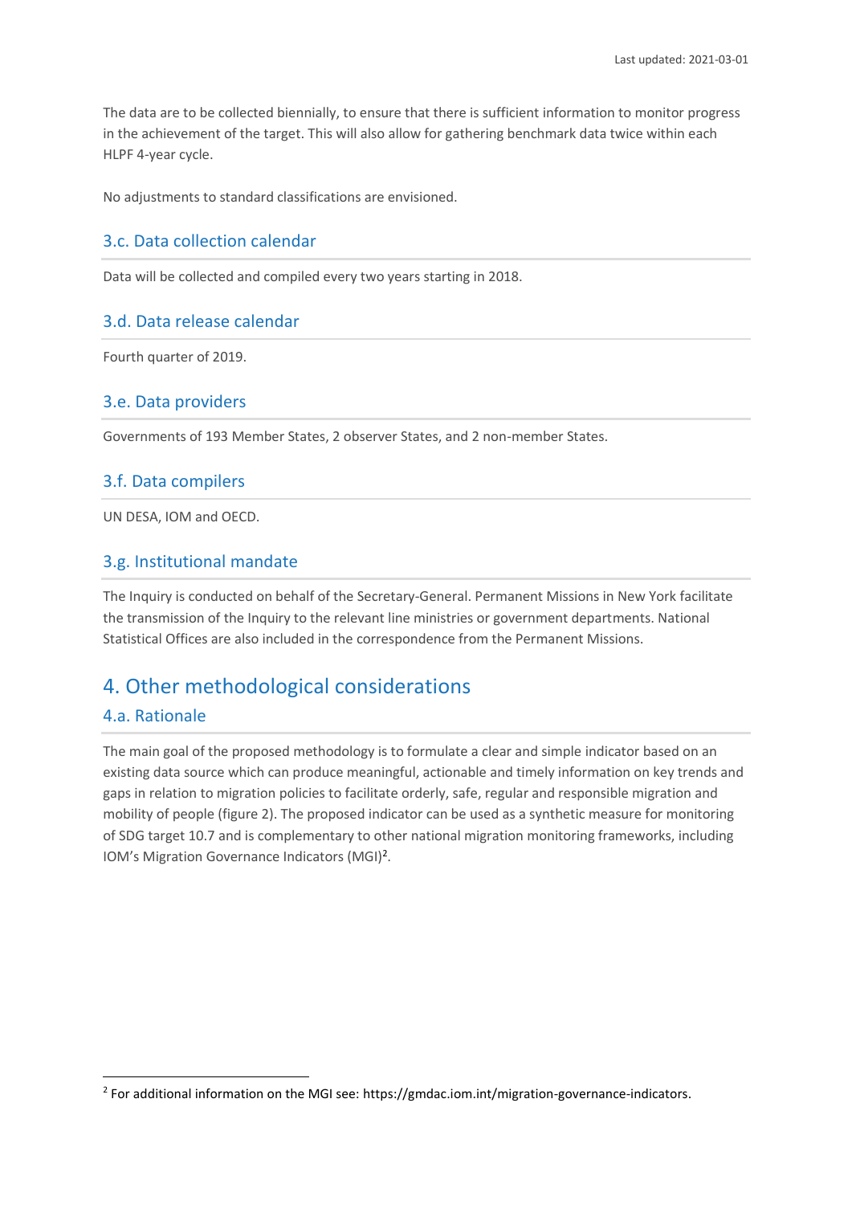The data are to be collected biennially, to ensure that there is sufficient information to monitor progress in the achievement of the target. This will also allow for gathering benchmark data twice within each HLPF 4-year cycle.

No adjustments to standard classifications are envisioned.

### 3.c. Data collection calendar

Data will be collected and compiled every two years starting in 2018.

### 3.d. Data release calendar

Fourth quarter of 2019.

### 3.e. Data providers

Governments of 193 Member States, 2 observer States, and 2 non-member States.

### 3.f. Data compilers

UN DESA, IOM and OECD.

### 3.g. Institutional mandate

The Inquiry is conducted on behalf of the Secretary-General. Permanent Missions in New York facilitate the transmission of the Inquiry to the relevant line ministries or government departments. National Statistical Offices are also included in the correspondence from the Permanent Missions.

## 4. Other methodological considerations

### 4.a. Rationale

The main goal of the proposed methodology is to formulate a clear and simple indicator based on an existing data source which can produce meaningful, actionable and timely information on key trends and gaps in relation to migration policies to facilitate orderly, safe, regular and responsible migration and mobility of people (figure 2). The proposed indicator can be used as a synthetic measure for monitoring of SDG target 10.7 and is complementary to other national migration monitoring frameworks, including IOM's Migration Governance Indicators (MGI)[2].

[2] For additional information on the MGI see: https://gmdac.iom.int/migration-governance-indicators.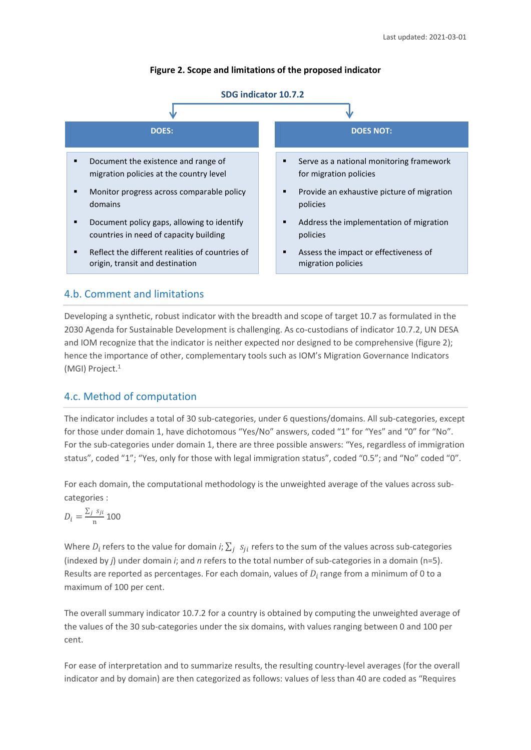**Figure 2. Scope and limitations of the proposed indicator**

**SDG indicator 10.7.2**

| DOES: | DOES NOT: |
| --- | --- |
| Document the existence and range of migration policies at the country level | Serve as a national monitoring framework for migration policies |
| Monitor progress across comparable policy domains | Provide an exhaustive picture of migration policies |
| Document policy gaps, allowing to identify countries in need of capacity building | Address the implementation of migration policies |
| Reflect the different realities of countries of origin, transit and destination | Assess the impact or effectiveness of migration policies |

## 4.b. Comment and limitations

Developing a synthetic, robust indicator with the breadth and scope of target 10.7 as formulated in the 2030 Agenda for Sustainable Development is challenging. As co-custodians of indicator 10.7.2, UN DESA and IOM recognize that the indicator is neither expected nor designed to be comprehensive (figure 2); hence the importance of other, complementary tools such as IOM's Migration Governance Indicators (MGI) Project.[1]

## 4.c. Method of computation

The indicator includes a total of 30 sub-categories, under 6 questions/domains. All sub-categories, except for those under domain 1, have dichotomous "Yes/No" answers, coded "1" for "Yes" and "0" for "No". For the sub-categories under domain 1, there are three possible answers: "Yes, regardless of immigration status", coded "1"; "Yes, only for those with legal immigration status", coded "0.5"; and "No" coded "0".

For each domain, the computational methodology is the unweighted average of the values across sub-categories :

$$D_i = \frac{\sum_j s_{ji}}{n} 100$$

Where $D_i$ refers to the value for domain *i*; $\sum_j s_{ji}$ refers to the sum of the values across sub-categories (indexed by *j*) under domain *i*; and *n* refers to the total number of sub-categories in a domain (n=5). Results are reported as percentages. For each domain, values of $D_i$ range from a minimum of 0 to a maximum of 100 per cent.

The overall summary indicator 10.7.2 for a country is obtained by computing the unweighted average of the values of the 30 sub-categories under the six domains, with values ranging between 0 and 100 per cent.

For ease of interpretation and to summarize results, the resulting country-level averages (for the overall indicator and by domain) are then categorized as follows: values of less than 40 are coded as "Requires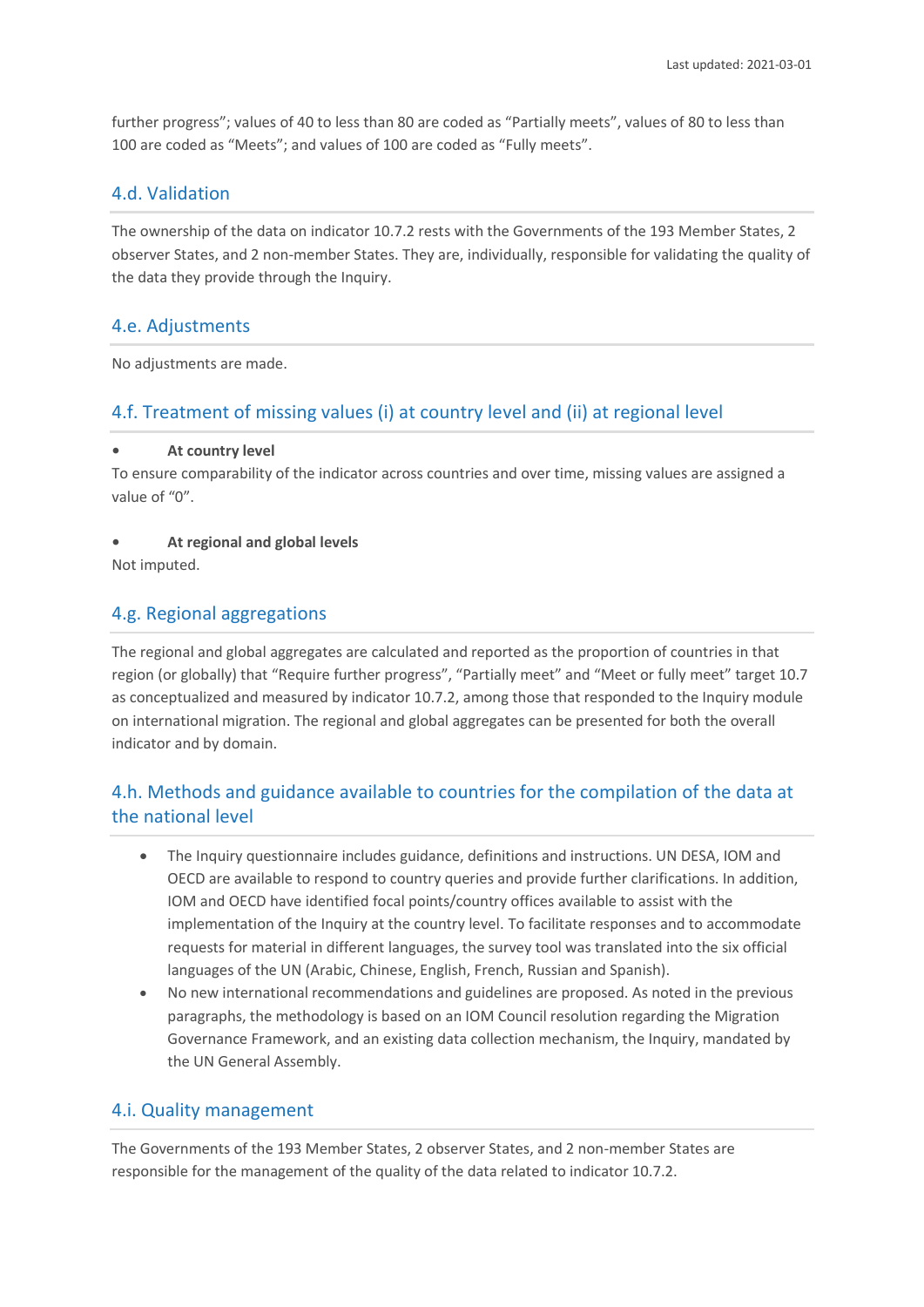further progress"; values of 40 to less than 80 are coded as "Partially meets", values of 80 to less than 100 are coded as "Meets"; and values of 100 are coded as "Fully meets".

## 4.d. Validation

The ownership of the data on indicator 10.7.2 rests with the Governments of the 193 Member States, 2 observer States, and 2 non-member States. They are, individually, responsible for validating the quality of the data they provide through the Inquiry.

## 4.e. Adjustments

No adjustments are made.

## 4.f. Treatment of missing values (i) at country level and (ii) at regional level

- **At country level**

To ensure comparability of the indicator across countries and over time, missing values are assigned a value of "0".

- **At regional and global levels**

Not imputed.

## 4.g. Regional aggregations

The regional and global aggregates are calculated and reported as the proportion of countries in that region (or globally) that "Require further progress", "Partially meet" and "Meet or fully meet" target 10.7 as conceptualized and measured by indicator 10.7.2, among those that responded to the Inquiry module on international migration. The regional and global aggregates can be presented for both the overall indicator and by domain.

## 4.h. Methods and guidance available to countries for the compilation of the data at the national level

- The Inquiry questionnaire includes guidance, definitions and instructions. UN DESA, IOM and OECD are available to respond to country queries and provide further clarifications. In addition, IOM and OECD have identified focal points/country offices available to assist with the implementation of the Inquiry at the country level. To facilitate responses and to accommodate requests for material in different languages, the survey tool was translated into the six official languages of the UN (Arabic, Chinese, English, French, Russian and Spanish).
- No new international recommendations and guidelines are proposed. As noted in the previous paragraphs, the methodology is based on an IOM Council resolution regarding the Migration Governance Framework, and an existing data collection mechanism, the Inquiry, mandated by the UN General Assembly.

## 4.i. Quality management

The Governments of the 193 Member States, 2 observer States, and 2 non-member States are responsible for the management of the quality of the data related to indicator 10.7.2.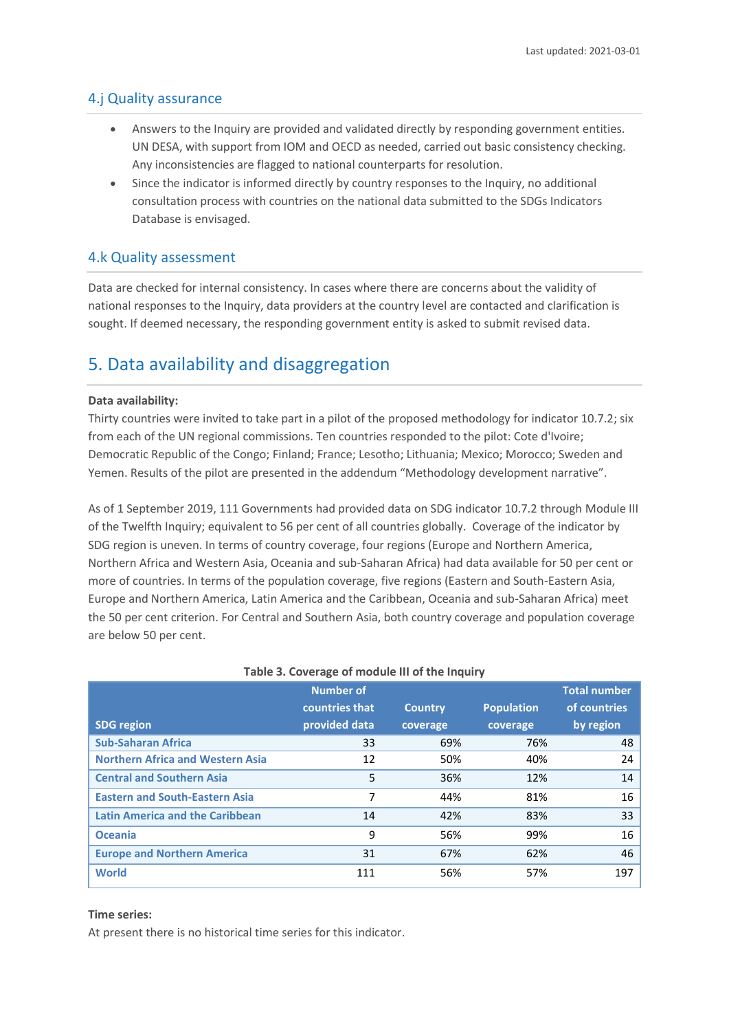### 4.j Quality assurance

- Answers to the Inquiry are provided and validated directly by responding government entities. UN DESA, with support from IOM and OECD as needed, carried out basic consistency checking. Any inconsistencies are flagged to national counterparts for resolution.
- Since the indicator is informed directly by country responses to the Inquiry, no additional consultation process with countries on the national data submitted to the SDGs Indicators Database is envisaged.

### 4.k Quality assessment

Data are checked for internal consistency. In cases where there are concerns about the validity of national responses to the Inquiry, data providers at the country level are contacted and clarification is sought. If deemed necessary, the responding government entity is asked to submit revised data.

## 5. Data availability and disaggregation

**Data availability:**

Thirty countries were invited to take part in a pilot of the proposed methodology for indicator 10.7.2; six from each of the UN regional commissions. Ten countries responded to the pilot: Cote d'Ivoire; Democratic Republic of the Congo; Finland; France; Lesotho; Lithuania; Mexico; Morocco; Sweden and Yemen. Results of the pilot are presented in the addendum "Methodology development narrative".

As of 1 September 2019, 111 Governments had provided data on SDG indicator 10.7.2 through Module III of the Twelfth Inquiry; equivalent to 56 per cent of all countries globally. Coverage of the indicator by SDG region is uneven. In terms of country coverage, four regions (Europe and Northern America, Northern Africa and Western Asia, Oceania and sub-Saharan Africa) had data available for 50 per cent or more of countries. In terms of the population coverage, five regions (Eastern and South-Eastern Asia, Europe and Northern America, Latin America and the Caribbean, Oceania and sub-Saharan Africa) meet the 50 per cent criterion. For Central and Southern Asia, both country coverage and population coverage are below 50 per cent.

**Table 3. Coverage of module III of the Inquiry**

| SDG region | Number of countries that provided data | Country coverage | Population coverage | Total number of countries by region |
|---|---|---|---|---|
| Sub-Saharan Africa | 33 | 69% | 76% | 48 |
| Northern Africa and Western Asia | 12 | 50% | 40% | 24 |
| Central and Southern Asia | 5 | 36% | 12% | 14 |
| Eastern and South-Eastern Asia | 7 | 44% | 81% | 16 |
| Latin America and the Caribbean | 14 | 42% | 83% | 33 |
| Oceania | 9 | 56% | 99% | 16 |
| Europe and Northern America | 31 | 67% | 62% | 46 |
| World | 111 | 56% | 57% | 197 |

**Time series:**

At present there is no historical time series for this indicator.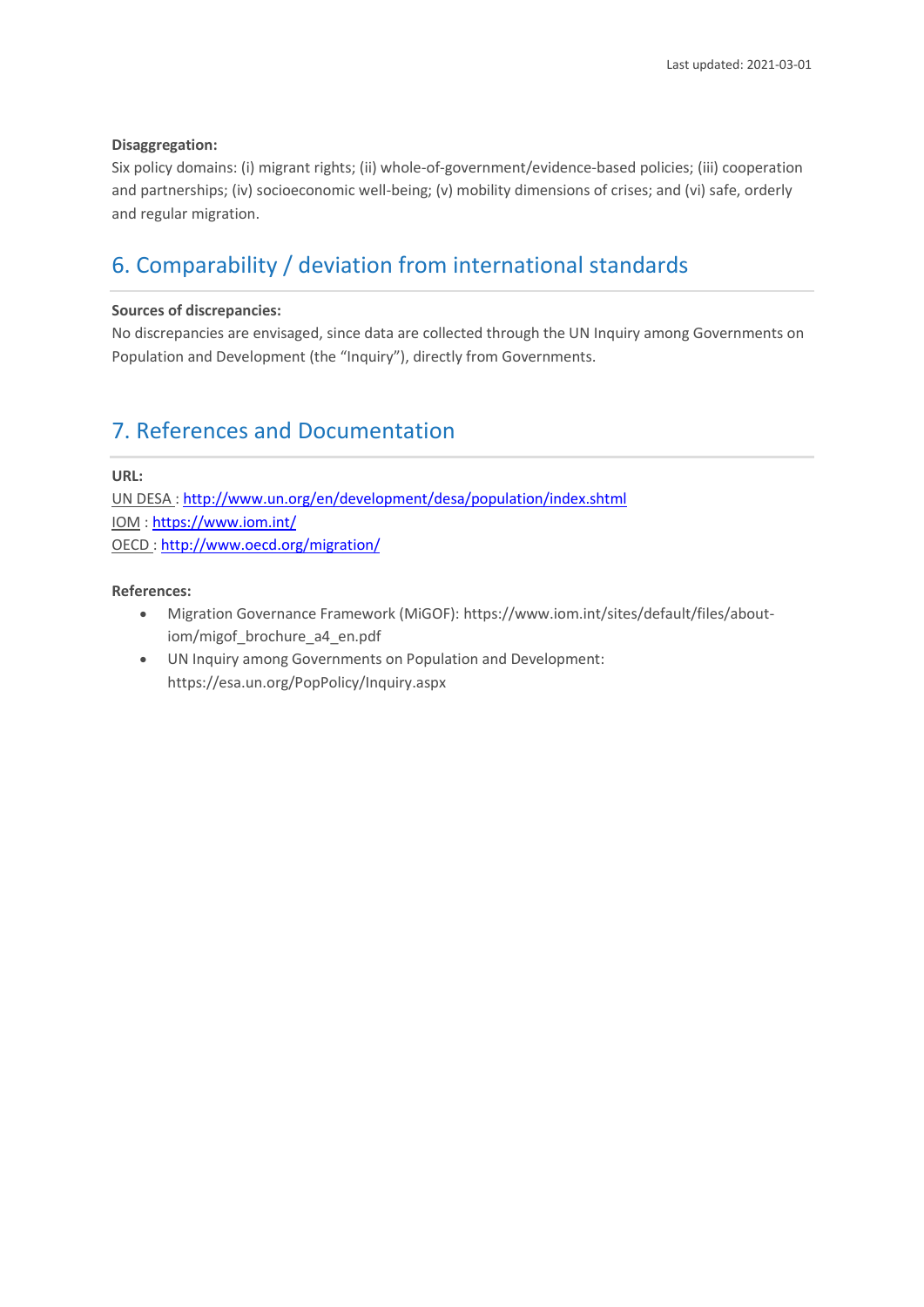**Disaggregation:**
Six policy domains: (i) migrant rights; (ii) whole-of-government/evidence-based policies; (iii) cooperation and partnerships; (iv) socioeconomic well-being; (v) mobility dimensions of crises; and (vi) safe, orderly and regular migration.

## 6. Comparability / deviation from international standards

**Sources of discrepancies:**
No discrepancies are envisaged, since data are collected through the UN Inquiry among Governments on Population and Development (the "Inquiry"), directly from Governments.

## 7. References and Documentation

**URL:**
UN DESA : http://www.un.org/en/development/desa/population/index.shtml
IOM : https://www.iom.int/
OECD : http://www.oecd.org/migration/

**References:**

- Migration Governance Framework (MiGOF): https://www.iom.int/sites/default/files/about-iom/migof_brochure_a4_en.pdf
- UN Inquiry among Governments on Population and Development: https://esa.un.org/PopPolicy/Inquiry.aspx